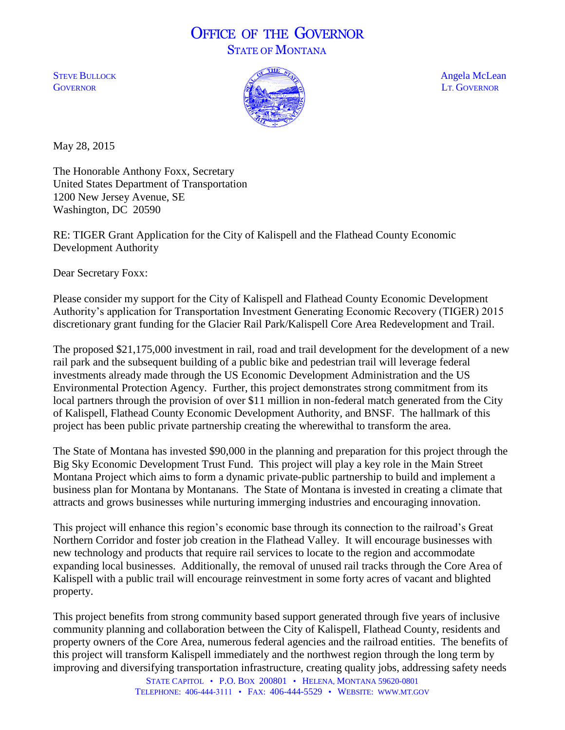# OFFICE OF THE GOVERNOR
## STATE OF MONTANA

STEVE BULLOCK
GOVERNOR

Angela McLean
LT. GOVERNOR

May 28, 2015

The Honorable Anthony Foxx, Secretary
United States Department of Transportation
1200 New Jersey Avenue, SE
Washington, DC 20590

RE: TIGER Grant Application for the City of Kalispell and the Flathead County Economic Development Authority

Dear Secretary Foxx:

Please consider my support for the City of Kalispell and Flathead County Economic Development Authority's application for Transportation Investment Generating Economic Recovery (TIGER) 2015 discretionary grant funding for the Glacier Rail Park/Kalispell Core Area Redevelopment and Trail.

The proposed $21,175,000 investment in rail, road and trail development for the development of a new rail park and the subsequent building of a public bike and pedestrian trail will leverage federal investments already made through the US Economic Development Administration and the US Environmental Protection Agency. Further, this project demonstrates strong commitment from its local partners through the provision of over $11 million in non-federal match generated from the City of Kalispell, Flathead County Economic Development Authority, and BNSF. The hallmark of this project has been public private partnership creating the wherewithal to transform the area.

The State of Montana has invested $90,000 in the planning and preparation for this project through the Big Sky Economic Development Trust Fund. This project will play a key role in the Main Street Montana Project which aims to form a dynamic private-public partnership to build and implement a business plan for Montana by Montanans. The State of Montana is invested in creating a climate that attracts and grows businesses while nurturing immerging industries and encouraging innovation.

This project will enhance this region's economic base through its connection to the railroad's Great Northern Corridor and foster job creation in the Flathead Valley. It will encourage businesses with new technology and products that require rail services to locate to the region and accommodate expanding local businesses. Additionally, the removal of unused rail tracks through the Core Area of Kalispell with a public trail will encourage reinvestment in some forty acres of vacant and blighted property.

This project benefits from strong community based support generated through five years of inclusive community planning and collaboration between the City of Kalispell, Flathead County, residents and property owners of the Core Area, numerous federal agencies and the railroad entities. The benefits of this project will transform Kalispell immediately and the northwest region through the long term by improving and diversifying transportation infrastructure, creating quality jobs, addressing safety needs

STATE CAPITOL • P.O. BOX 200801 • HELENA, MONTANA 59620-0801
TELEPHONE: 406-444-3111 • FAX: 406-444-5529 • WEBSITE: WWW.MT.GOV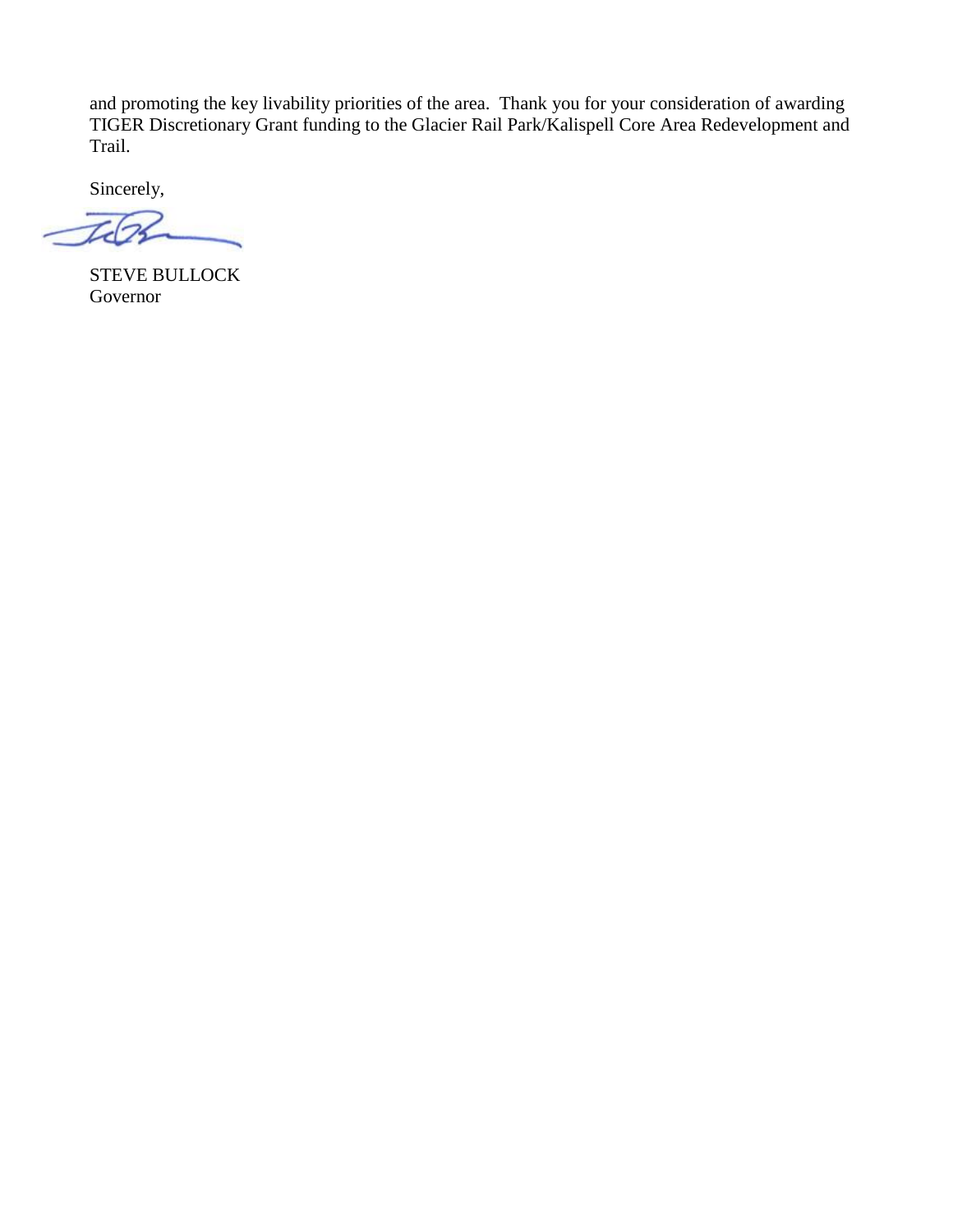and promoting the key livability priorities of the area. Thank you for your consideration of awarding TIGER Discretionary Grant funding to the Glacier Rail Park/Kalispell Core Area Redevelopment and Trail.

Sincerely,

STEVE BULLOCK
Governor